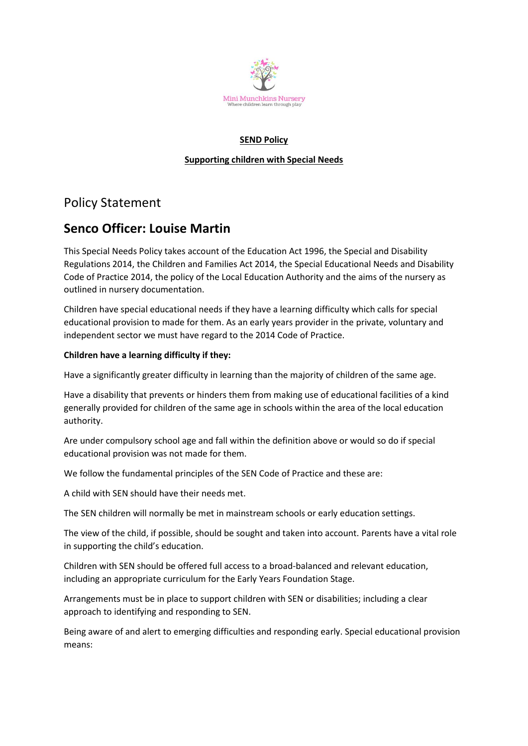Mini Munchkins Nursery
Where children learn through play

**SEND Policy**

**Supporting children with Special Needs**

# Policy Statement

## Senco Officer: Louise Martin

This Special Needs Policy takes account of the Education Act 1996, the Special and Disability Regulations 2014, the Children and Families Act 2014, the Special Educational Needs and Disability Code of Practice 2014, the policy of the Local Education Authority and the aims of the nursery as outlined in nursery documentation.

Children have special educational needs if they have a learning difficulty which calls for special educational provision to made for them. As an early years provider in the private, voluntary and independent sector we must have regard to the 2014 Code of Practice.

**Children have a learning difficulty if they:**

Have a significantly greater difficulty in learning than the majority of children of the same age.

Have a disability that prevents or hinders them from making use of educational facilities of a kind generally provided for children of the same age in schools within the area of the local education authority.

Are under compulsory school age and fall within the definition above or would so do if special educational provision was not made for them.

We follow the fundamental principles of the SEN Code of Practice and these are:

A child with SEN should have their needs met.

The SEN children will normally be met in mainstream schools or early education settings.

The view of the child, if possible, should be sought and taken into account. Parents have a vital role in supporting the child's education.

Children with SEN should be offered full access to a broad-balanced and relevant education, including an appropriate curriculum for the Early Years Foundation Stage.

Arrangements must be in place to support children with SEN or disabilities; including a clear approach to identifying and responding to SEN.

Being aware of and alert to emerging difficulties and responding early. Special educational provision means: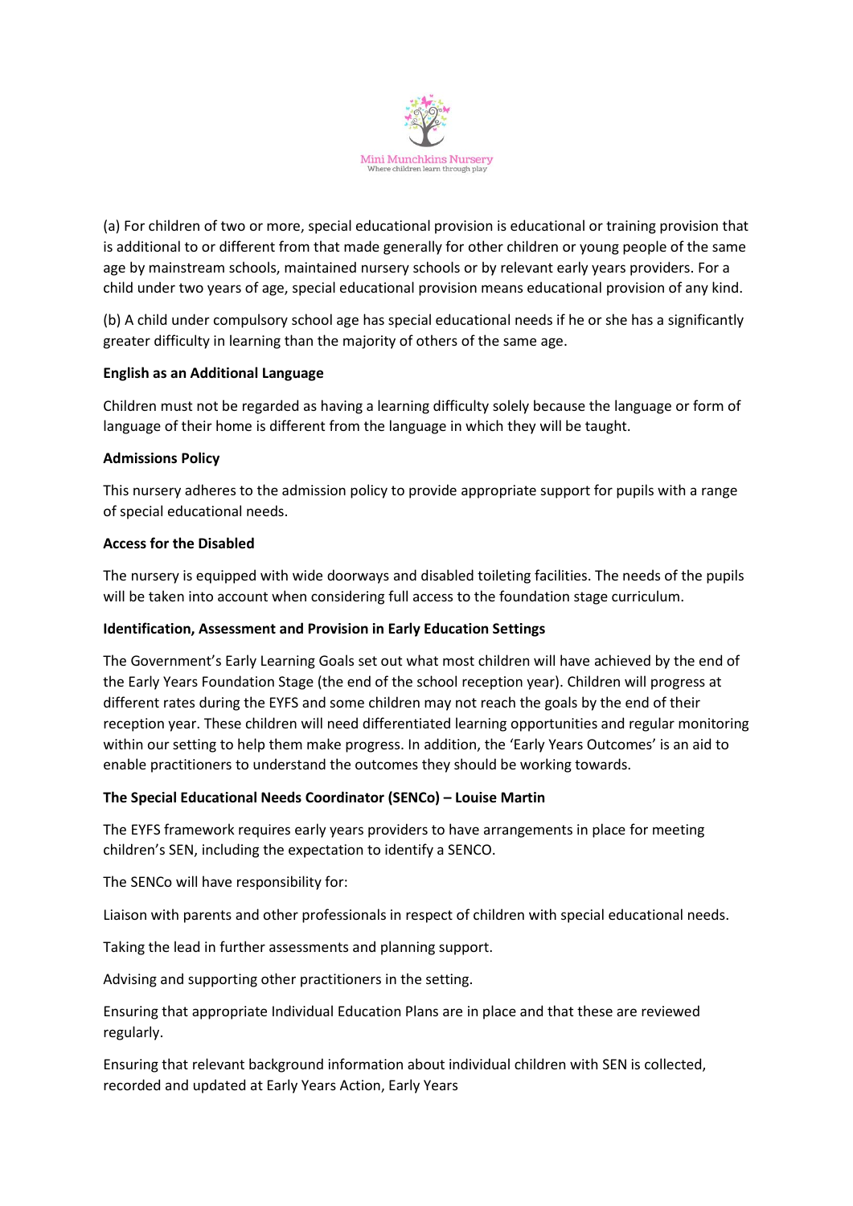(a) For children of two or more, special educational provision is educational or training provision that is additional to or different from that made generally for other children or young people of the same age by mainstream schools, maintained nursery schools or by relevant early years providers. For a child under two years of age, special educational provision means educational provision of any kind.

(b) A child under compulsory school age has special educational needs if he or she has a significantly greater difficulty in learning than the majority of others of the same age.

**English as an Additional Language**

Children must not be regarded as having a learning difficulty solely because the language or form of language of their home is different from the language in which they will be taught.

**Admissions Policy**

This nursery adheres to the admission policy to provide appropriate support for pupils with a range of special educational needs.

**Access for the Disabled**

The nursery is equipped with wide doorways and disabled toileting facilities. The needs of the pupils will be taken into account when considering full access to the foundation stage curriculum.

**Identification, Assessment and Provision in Early Education Settings**

The Government's Early Learning Goals set out what most children will have achieved by the end of the Early Years Foundation Stage (the end of the school reception year). Children will progress at different rates during the EYFS and some children may not reach the goals by the end of their reception year. These children will need differentiated learning opportunities and regular monitoring within our setting to help them make progress. In addition, the 'Early Years Outcomes' is an aid to enable practitioners to understand the outcomes they should be working towards.

**The Special Educational Needs Coordinator (SENCo) – Louise Martin**

The EYFS framework requires early years providers to have arrangements in place for meeting children's SEN, including the expectation to identify a SENCO.

The SENCo will have responsibility for:

Liaison with parents and other professionals in respect of children with special educational needs.

Taking the lead in further assessments and planning support.

Advising and supporting other practitioners in the setting.

Ensuring that appropriate Individual Education Plans are in place and that these are reviewed regularly.

Ensuring that relevant background information about individual children with SEN is collected, recorded and updated at Early Years Action, Early Years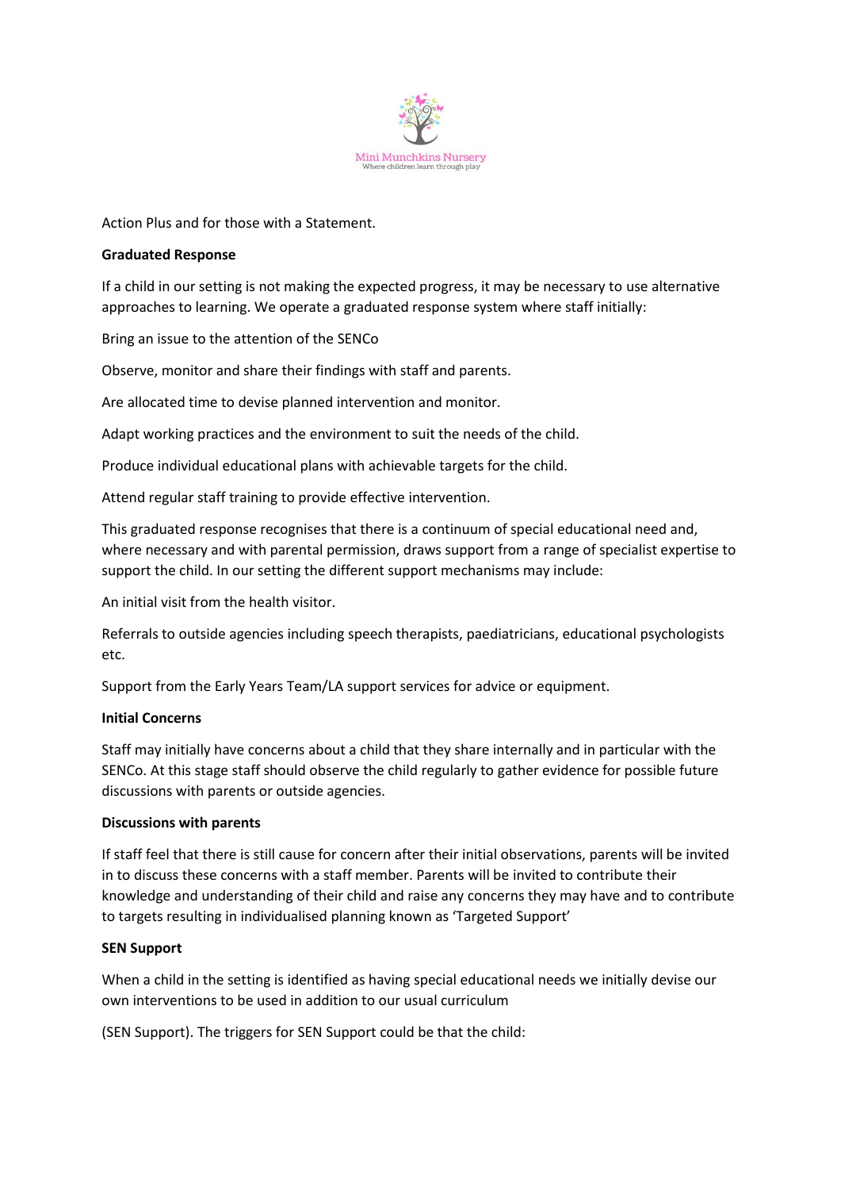Action Plus and for those with a Statement.

**Graduated Response**

If a child in our setting is not making the expected progress, it may be necessary to use alternative approaches to learning. We operate a graduated response system where staff initially:

Bring an issue to the attention of the SENCo

Observe, monitor and share their findings with staff and parents.

Are allocated time to devise planned intervention and monitor.

Adapt working practices and the environment to suit the needs of the child.

Produce individual educational plans with achievable targets for the child.

Attend regular staff training to provide effective intervention.

This graduated response recognises that there is a continuum of special educational need and, where necessary and with parental permission, draws support from a range of specialist expertise to support the child. In our setting the different support mechanisms may include:

An initial visit from the health visitor.

Referrals to outside agencies including speech therapists, paediatricians, educational psychologists etc.

Support from the Early Years Team/LA support services for advice or equipment.

**Initial Concerns**

Staff may initially have concerns about a child that they share internally and in particular with the SENCo. At this stage staff should observe the child regularly to gather evidence for possible future discussions with parents or outside agencies.

**Discussions with parents**

If staff feel that there is still cause for concern after their initial observations, parents will be invited in to discuss these concerns with a staff member. Parents will be invited to contribute their knowledge and understanding of their child and raise any concerns they may have and to contribute to targets resulting in individualised planning known as 'Targeted Support'

**SEN Support**

When a child in the setting is identified as having special educational needs we initially devise our own interventions to be used in addition to our usual curriculum

(SEN Support). The triggers for SEN Support could be that the child: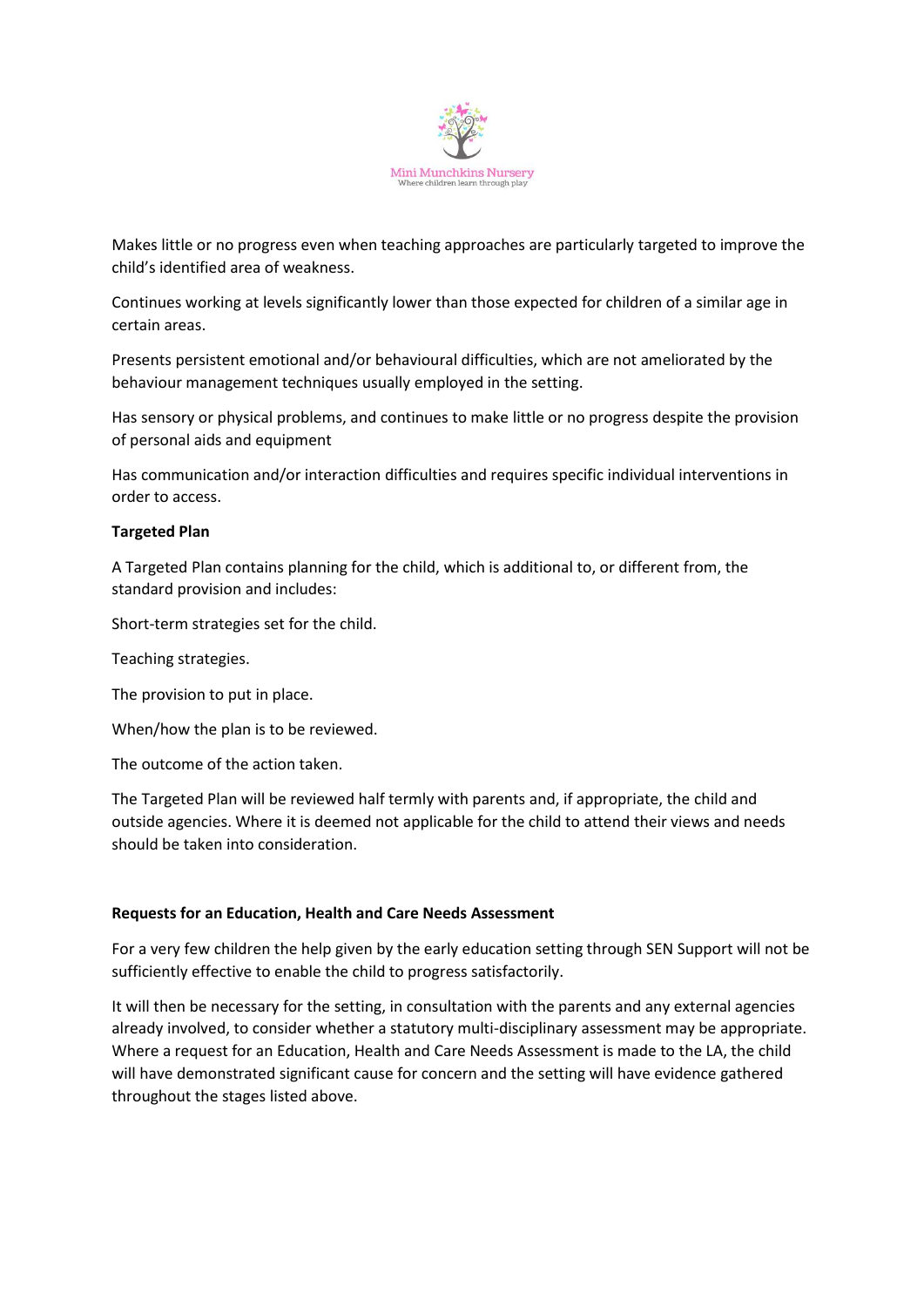Makes little or no progress even when teaching approaches are particularly targeted to improve the child's identified area of weakness.

Continues working at levels significantly lower than those expected for children of a similar age in certain areas.

Presents persistent emotional and/or behavioural difficulties, which are not ameliorated by the behaviour management techniques usually employed in the setting.

Has sensory or physical problems, and continues to make little or no progress despite the provision of personal aids and equipment

Has communication and/or interaction difficulties and requires specific individual interventions in order to access.

**Targeted Plan**

A Targeted Plan contains planning for the child, which is additional to, or different from, the standard provision and includes:

Short-term strategies set for the child.

Teaching strategies.

The provision to put in place.

When/how the plan is to be reviewed.

The outcome of the action taken.

The Targeted Plan will be reviewed half termly with parents and, if appropriate, the child and outside agencies. Where it is deemed not applicable for the child to attend their views and needs should be taken into consideration.

**Requests for an Education, Health and Care Needs Assessment**

For a very few children the help given by the early education setting through SEN Support will not be sufficiently effective to enable the child to progress satisfactorily.

It will then be necessary for the setting, in consultation with the parents and any external agencies already involved, to consider whether a statutory multi-disciplinary assessment may be appropriate. Where a request for an Education, Health and Care Needs Assessment is made to the LA, the child will have demonstrated significant cause for concern and the setting will have evidence gathered throughout the stages listed above.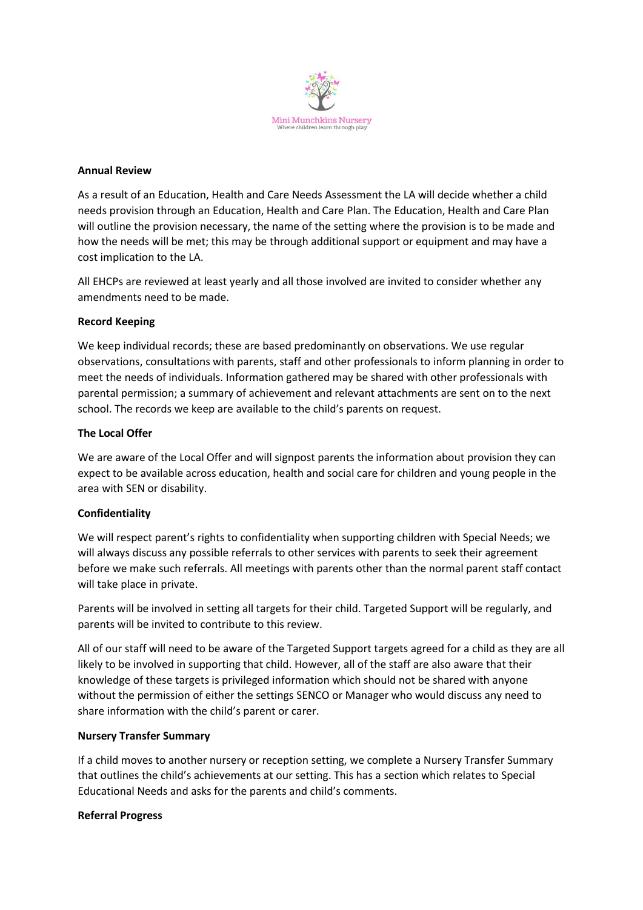**Annual Review**

As a result of an Education, Health and Care Needs Assessment the LA will decide whether a child needs provision through an Education, Health and Care Plan. The Education, Health and Care Plan will outline the provision necessary, the name of the setting where the provision is to be made and how the needs will be met; this may be through additional support or equipment and may have a cost implication to the LA.

All EHCPs are reviewed at least yearly and all those involved are invited to consider whether any amendments need to be made.

**Record Keeping**

We keep individual records; these are based predominantly on observations. We use regular observations, consultations with parents, staff and other professionals to inform planning in order to meet the needs of individuals. Information gathered may be shared with other professionals with parental permission; a summary of achievement and relevant attachments are sent on to the next school. The records we keep are available to the child's parents on request.

**The Local Offer**

We are aware of the Local Offer and will signpost parents the information about provision they can expect to be available across education, health and social care for children and young people in the area with SEN or disability.

**Confidentiality**

We will respect parent's rights to confidentiality when supporting children with Special Needs; we will always discuss any possible referrals to other services with parents to seek their agreement before we make such referrals. All meetings with parents other than the normal parent staff contact will take place in private.

Parents will be involved in setting all targets for their child. Targeted Support will be regularly, and parents will be invited to contribute to this review.

All of our staff will need to be aware of the Targeted Support targets agreed for a child as they are all likely to be involved in supporting that child. However, all of the staff are also aware that their knowledge of these targets is privileged information which should not be shared with anyone without the permission of either the settings SENCO or Manager who would discuss any need to share information with the child's parent or carer.

**Nursery Transfer Summary**

If a child moves to another nursery or reception setting, we complete a Nursery Transfer Summary that outlines the child's achievements at our setting. This has a section which relates to Special Educational Needs and asks for the parents and child's comments.

**Referral Progress**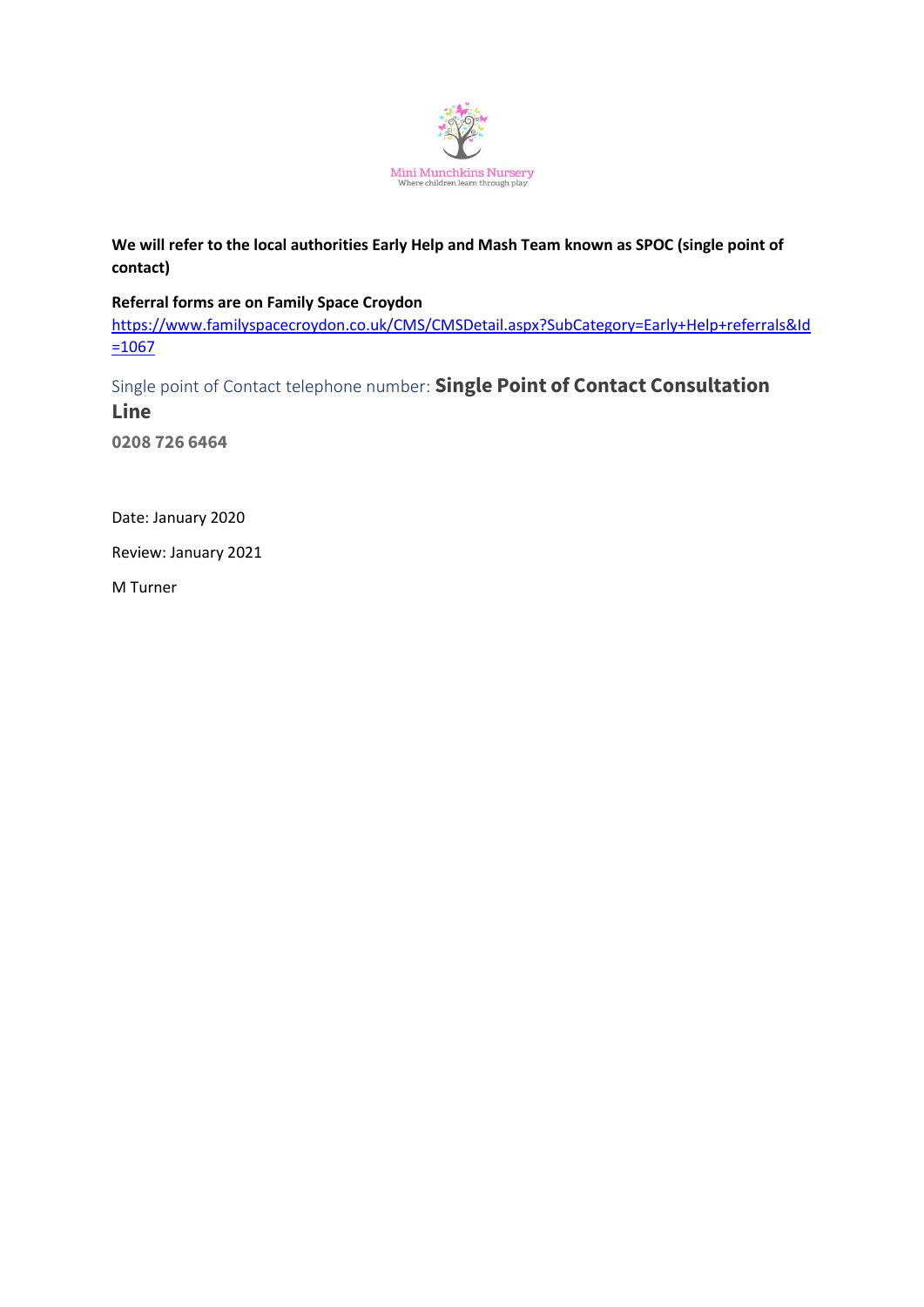**We will refer to the local authorities Early Help and Mash Team known as SPOC (single point of contact)**

**Referral forms are on Family Space Croydon**
https://www.familyspacecroydon.co.uk/CMS/CMSDetail.aspx?SubCategory=Early+Help+referrals&Id=1067

Single point of Contact telephone number: **Single Point of Contact Consultation Line**

**0208 726 6464**

Date: January 2020

Review: January 2021

M Turner